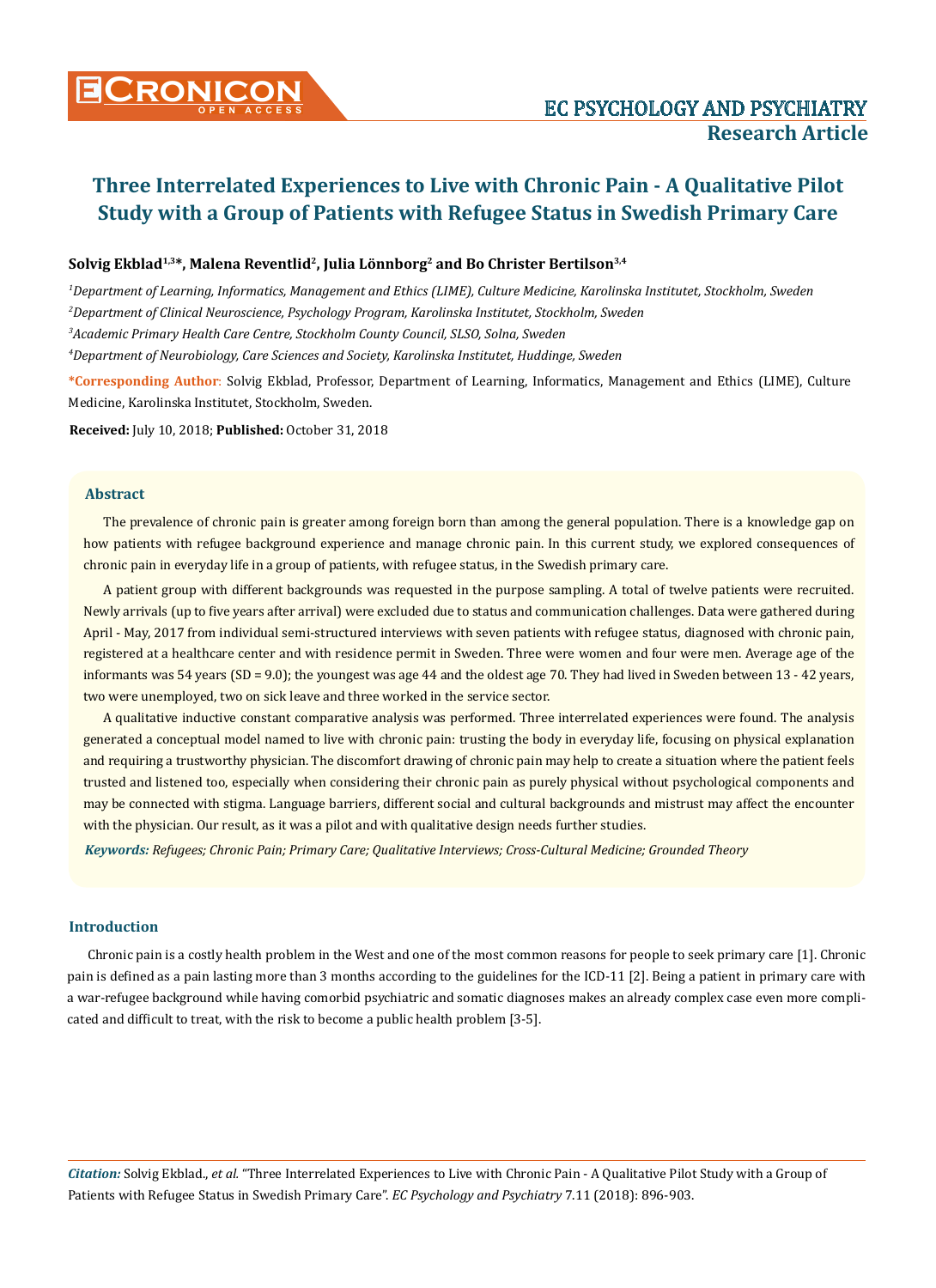# Three Interrelated Experiences to Live with Chronic Pain - A Qualitative Pilot Study with a Group of Patients with Refugee Status in Swedish Primary Care

**Solvig Ekblad[1,3]*, Malena Reventlid[2], Julia Lönnborg[2] and Bo Christer Bertilson[3,4]**

[1] *Department of Learning, Informatics, Management and Ethics (LIME), Culture Medicine, Karolinska Institutet, Stockholm, Sweden*

[2] *Department of Clinical Neuroscience, Psychology Program, Karolinska Institutet, Stockholm, Sweden*

[3] *Academic Primary Health Care Centre, Stockholm County Council, SLSO, Solna, Sweden*

[4] *Department of Neurobiology, Care Sciences and Society, Karolinska Institutet, Huddinge, Sweden*

**\*Corresponding Author:** Solvig Ekblad, Professor, Department of Learning, Informatics, Management and Ethics (LIME), Culture Medicine, Karolinska Institutet, Stockholm, Sweden.

**Received:** July 10, 2018; **Published:** October 31, 2018

## Abstract

The prevalence of chronic pain is greater among foreign born than among the general population. There is a knowledge gap on how patients with refugee background experience and manage chronic pain. In this current study, we explored consequences of chronic pain in everyday life in a group of patients, with refugee status, in the Swedish primary care.

A patient group with different backgrounds was requested in the purpose sampling. A total of twelve patients were recruited. Newly arrivals (up to five years after arrival) were excluded due to status and communication challenges. Data were gathered during April - May, 2017 from individual semi-structured interviews with seven patients with refugee status, diagnosed with chronic pain, registered at a healthcare center and with residence permit in Sweden. Three were women and four were men. Average age of the informants was 54 years (SD = 9.0); the youngest was age 44 and the oldest age 70. They had lived in Sweden between 13 - 42 years, two were unemployed, two on sick leave and three worked in the service sector.

A qualitative inductive constant comparative analysis was performed. Three interrelated experiences were found. The analysis generated a conceptual model named to live with chronic pain: trusting the body in everyday life, focusing on physical explanation and requiring a trustworthy physician. The discomfort drawing of chronic pain may help to create a situation where the patient feels trusted and listened too, especially when considering their chronic pain as purely physical without psychological components and may be connected with stigma. Language barriers, different social and cultural backgrounds and mistrust may affect the encounter with the physician. Our result, as it was a pilot and with qualitative design needs further studies.

***Keywords:*** *Refugees; Chronic Pain; Primary Care; Qualitative Interviews; Cross-Cultural Medicine; Grounded Theory*

## Introduction

Chronic pain is a costly health problem in the West and one of the most common reasons for people to seek primary care [1]. Chronic pain is defined as a pain lasting more than 3 months according to the guidelines for the ICD-11 [2]. Being a patient in primary care with a war-refugee background while having comorbid psychiatric and somatic diagnoses makes an already complex case even more complicated and difficult to treat, with the risk to become a public health problem [3-5].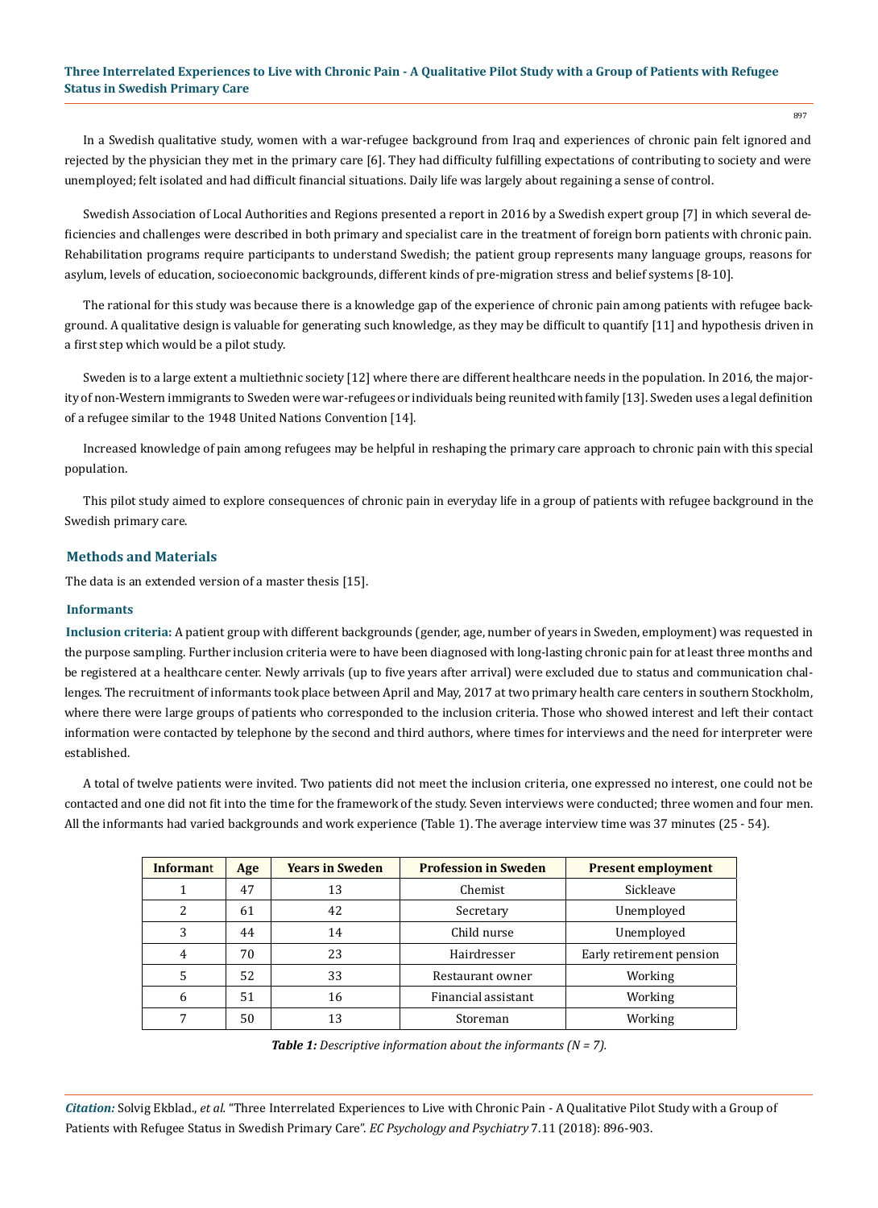In a Swedish qualitative study, women with a war-refugee background from Iraq and experiences of chronic pain felt ignored and rejected by the physician they met in the primary care [6]. They had difficulty fulfilling expectations of contributing to society and were unemployed; felt isolated and had difficult financial situations. Daily life was largely about regaining a sense of control.

Swedish Association of Local Authorities and Regions presented a report in 2016 by a Swedish expert group [7] in which several deficiencies and challenges were described in both primary and specialist care in the treatment of foreign born patients with chronic pain. Rehabilitation programs require participants to understand Swedish; the patient group represents many language groups, reasons for asylum, levels of education, socioeconomic backgrounds, different kinds of pre-migration stress and belief systems [8-10].

The rational for this study was because there is a knowledge gap of the experience of chronic pain among patients with refugee background. A qualitative design is valuable for generating such knowledge, as they may be difficult to quantify [11] and hypothesis driven in a first step which would be a pilot study.

Sweden is to a large extent a multiethnic society [12] where there are different healthcare needs in the population. In 2016, the majority of non-Western immigrants to Sweden were war-refugees or individuals being reunited with family [13]. Sweden uses a legal definition of a refugee similar to the 1948 United Nations Convention [14].

Increased knowledge of pain among refugees may be helpful in reshaping the primary care approach to chronic pain with this special population.

This pilot study aimed to explore consequences of chronic pain in everyday life in a group of patients with refugee background in the Swedish primary care.

## Methods and Materials

The data is an extended version of a master thesis [15].

### Informants

**Inclusion criteria:** A patient group with different backgrounds (gender, age, number of years in Sweden, employment) was requested in the purpose sampling. Further inclusion criteria were to have been diagnosed with long-lasting chronic pain for at least three months and be registered at a healthcare center. Newly arrivals (up to five years after arrival) were excluded due to status and communication challenges. The recruitment of informants took place between April and May, 2017 at two primary health care centers in southern Stockholm, where there were large groups of patients who corresponded to the inclusion criteria. Those who showed interest and left their contact information were contacted by telephone by the second and third authors, where times for interviews and the need for interpreter were established.

A total of twelve patients were invited. Two patients did not meet the inclusion criteria, one expressed no interest, one could not be contacted and one did not fit into the time for the framework of the study. Seven interviews were conducted; three women and four men. All the informants had varied backgrounds and work experience (Table 1). The average interview time was 37 minutes (25 - 54).

| Informant | Age | Years in Sweden | Profession in Sweden | Present employment |
|---|---|---|---|---|
| 1 | 47 | 13 | Chemist | Sickleave |
| 2 | 61 | 42 | Secretary | Unemployed |
| 3 | 44 | 14 | Child nurse | Unemployed |
| 4 | 70 | 23 | Hairdresser | Early retirement pension |
| 5 | 52 | 33 | Restaurant owner | Working |
| 6 | 51 | 16 | Financial assistant | Working |
| 7 | 50 | 13 | Storeman | Working |

***Table 1:*** *Descriptive information about the informants (N = 7).*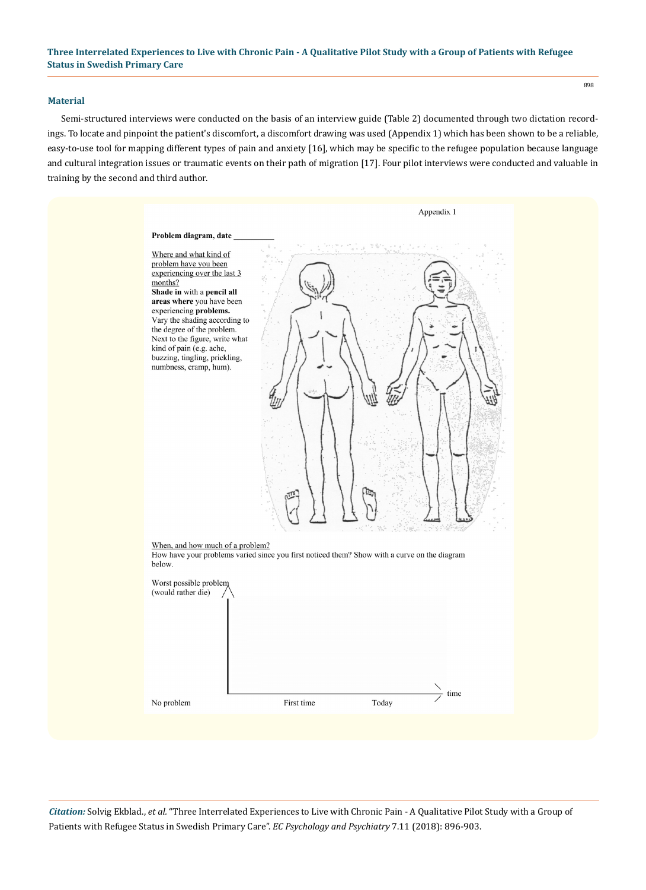### Material

Semi-structured interviews were conducted on the basis of an interview guide (Table 2) documented through two dictation recordings. To locate and pinpoint the patient's discomfort, a discomfort drawing was used (Appendix 1) which has been shown to be a reliable, easy-to-use tool for mapping different types of pain and anxiety [16], which may be specific to the refugee population because language and cultural integration issues or traumatic events on their path of migration [17]. Four pilot interviews were conducted and valuable in training by the second and third author.

Appendix 1

**Problem diagram, date __________**

Where and what kind of problem have you been experiencing over the last 3 months?

**Shade in** with a **pencil all areas where** you have been experiencing **problems.** Vary the shading according to the degree of the problem. Next to the figure, write what kind of pain (e.g. ache, buzzing, tingling, prickling, numbness, cramp, hum).

When, and how much of a problem?

How have your problems varied since you first noticed them? Show with a curve on the diagram below.

Worst possible problem (would rather die)

No problem

First time

Today

time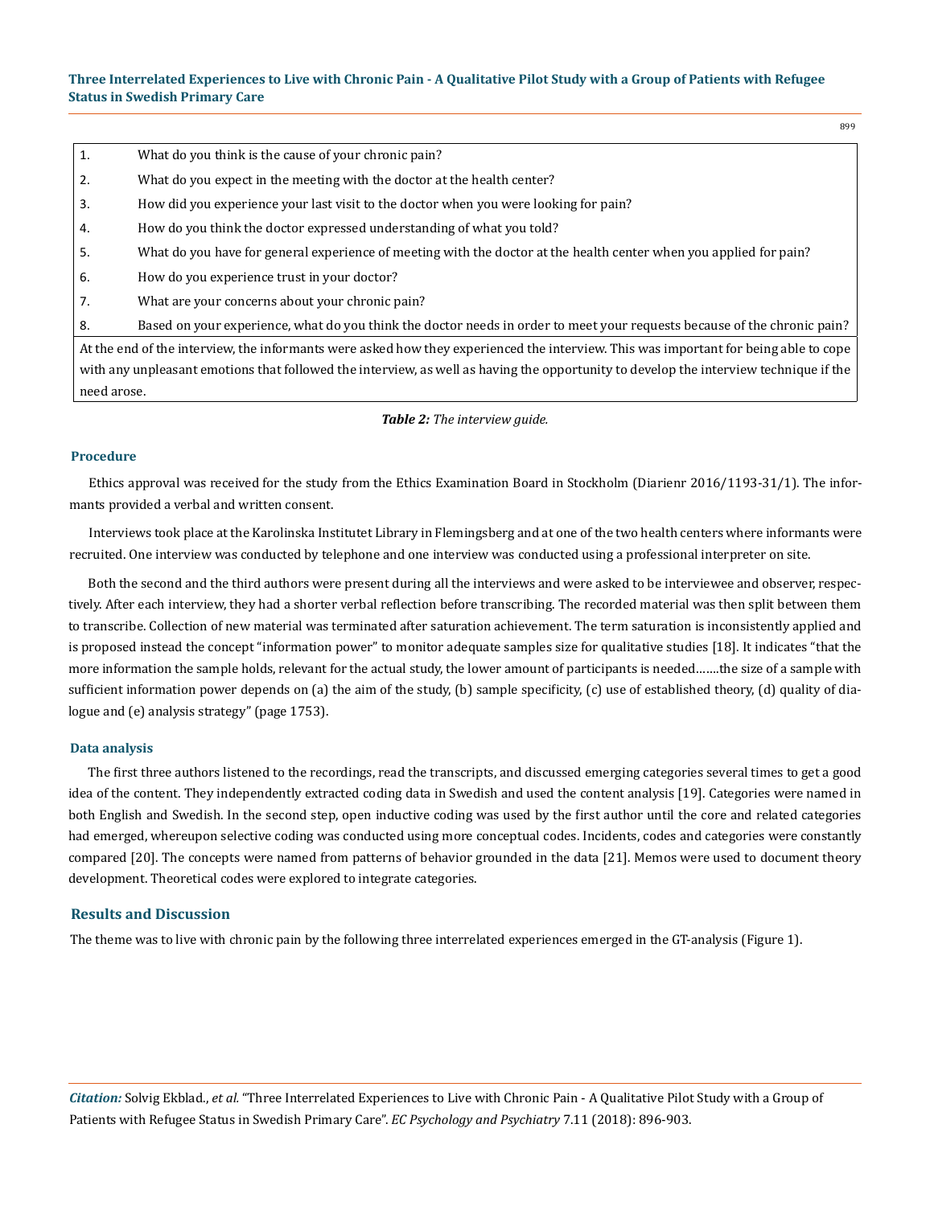| | |
|---|---|
| 1. | What do you think is the cause of your chronic pain? |
| 2. | What do you expect in the meeting with the doctor at the health center? |
| 3. | How did you experience your last visit to the doctor when you were looking for pain? |
| 4. | How do you think the doctor expressed understanding of what you told? |
| 5. | What do you have for general experience of meeting with the doctor at the health center when you applied for pain? |
| 6. | How do you experience trust in your doctor? |
| 7. | What are your concerns about your chronic pain? |
| 8. | Based on your experience, what do you think the doctor needs in order to meet your requests because of the chronic pain? |
| At the end of the interview, the informants were asked how they experienced the interview. This was important for being able to cope with any unpleasant emotions that followed the interview, as well as having the opportunity to develop the interview technique if the need arose. | |

***Table 2:*** *The interview guide.*

### Procedure

Ethics approval was received for the study from the Ethics Examination Board in Stockholm (Diarienr 2016/1193-31/1). The informants provided a verbal and written consent.

Interviews took place at the Karolinska Institutet Library in Flemingsberg and at one of the two health centers where informants were recruited. One interview was conducted by telephone and one interview was conducted using a professional interpreter on site.

Both the second and the third authors were present during all the interviews and were asked to be interviewee and observer, respectively. After each interview, they had a shorter verbal reflection before transcribing. The recorded material was then split between them to transcribe. Collection of new material was terminated after saturation achievement. The term saturation is inconsistently applied and is proposed instead the concept "information power" to monitor adequate samples size for qualitative studies [18]. It indicates "that the more information the sample holds, relevant for the actual study, the lower amount of participants is needed…….the size of a sample with sufficient information power depends on (a) the aim of the study, (b) sample specificity, (c) use of established theory, (d) quality of dialogue and (e) analysis strategy" (page 1753).

### Data analysis

The first three authors listened to the recordings, read the transcripts, and discussed emerging categories several times to get a good idea of the content. They independently extracted coding data in Swedish and used the content analysis [19]. Categories were named in both English and Swedish. In the second step, open inductive coding was used by the first author until the core and related categories had emerged, whereupon selective coding was conducted using more conceptual codes. Incidents, codes and categories were constantly compared [20]. The concepts were named from patterns of behavior grounded in the data [21]. Memos were used to document theory development. Theoretical codes were explored to integrate categories.

## Results and Discussion

The theme was to live with chronic pain by the following three interrelated experiences emerged in the GT-analysis (Figure 1).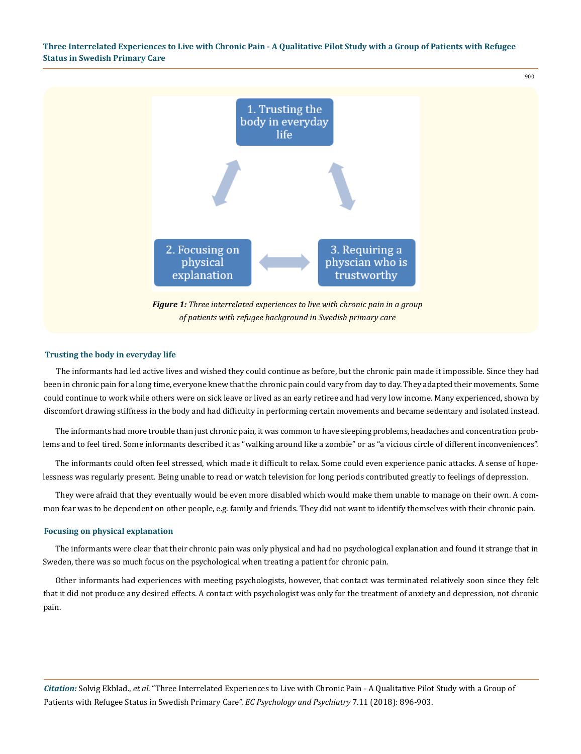1. Trusting the body in everyday life

2. Focusing on physical explanation

3. Requiring a physcian who is trustworthy

***Figure 1:*** *Three interrelated experiences to live with chronic pain in a group of patients with refugee background in Swedish primary care*

### Trusting the body in everyday life

The informants had led active lives and wished they could continue as before, but the chronic pain made it impossible. Since they had been in chronic pain for a long time, everyone knew that the chronic pain could vary from day to day. They adapted their movements. Some could continue to work while others were on sick leave or lived as an early retiree and had very low income. Many experienced, shown by discomfort drawing stiffness in the body and had difficulty in performing certain movements and became sedentary and isolated instead.

The informants had more trouble than just chronic pain, it was common to have sleeping problems, headaches and concentration problems and to feel tired. Some informants described it as "walking around like a zombie" or as "a vicious circle of different inconveniences".

The informants could often feel stressed, which made it difficult to relax. Some could even experience panic attacks. A sense of hopelessness was regularly present. Being unable to read or watch television for long periods contributed greatly to feelings of depression.

They were afraid that they eventually would be even more disabled which would make them unable to manage on their own. A common fear was to be dependent on other people, e.g. family and friends. They did not want to identify themselves with their chronic pain.

### Focusing on physical explanation

The informants were clear that their chronic pain was only physical and had no psychological explanation and found it strange that in Sweden, there was so much focus on the psychological when treating a patient for chronic pain.

Other informants had experiences with meeting psychologists, however, that contact was terminated relatively soon since they felt that it did not produce any desired effects. A contact with psychologist was only for the treatment of anxiety and depression, not chronic pain.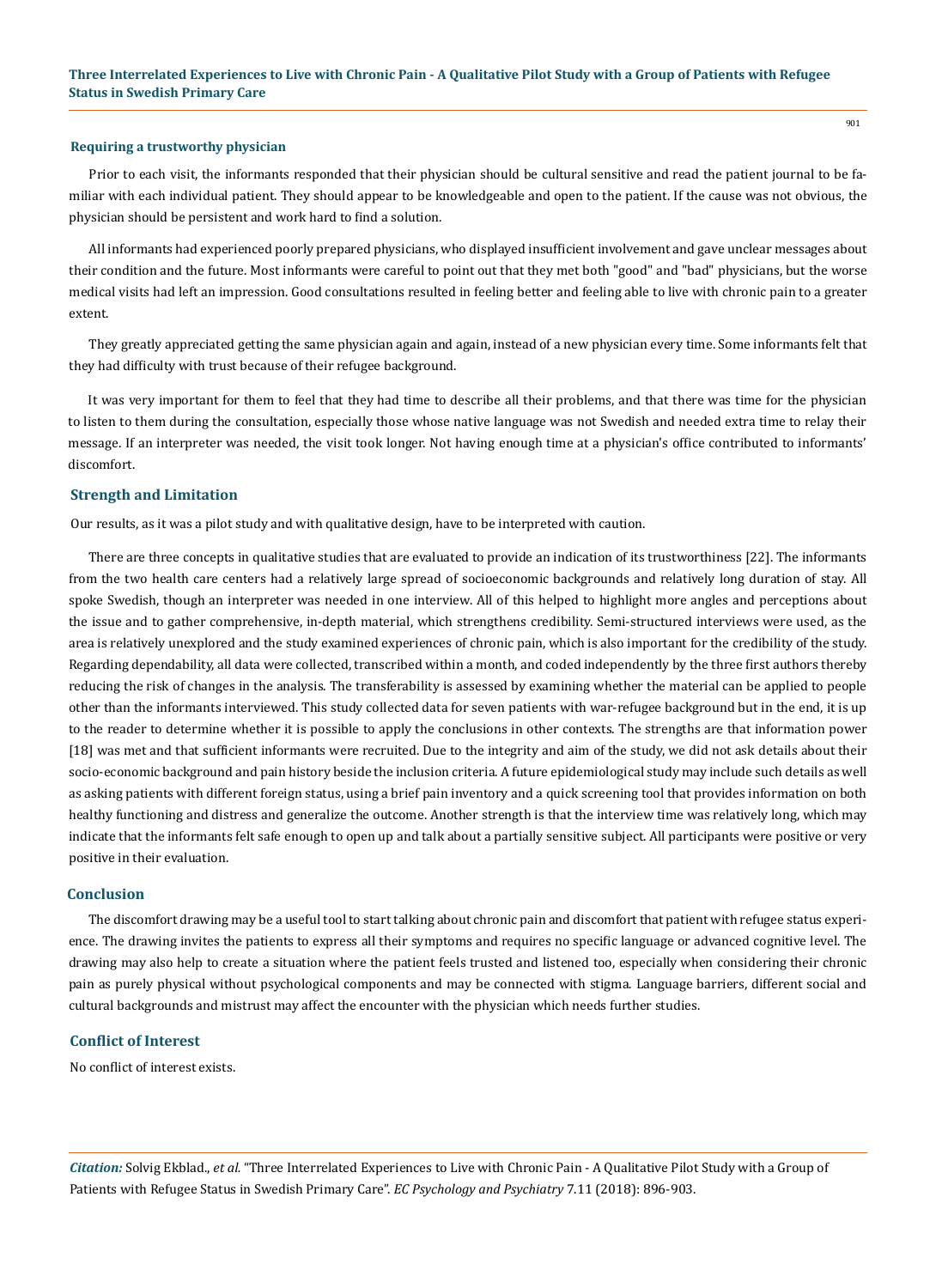### Requiring a trustworthy physician

Prior to each visit, the informants responded that their physician should be cultural sensitive and read the patient journal to be familiar with each individual patient. They should appear to be knowledgeable and open to the patient. If the cause was not obvious, the physician should be persistent and work hard to find a solution.

All informants had experienced poorly prepared physicians, who displayed insufficient involvement and gave unclear messages about their condition and the future. Most informants were careful to point out that they met both "good" and "bad" physicians, but the worse medical visits had left an impression. Good consultations resulted in feeling better and feeling able to live with chronic pain to a greater extent.

They greatly appreciated getting the same physician again and again, instead of a new physician every time. Some informants felt that they had difficulty with trust because of their refugee background.

It was very important for them to feel that they had time to describe all their problems, and that there was time for the physician to listen to them during the consultation, especially those whose native language was not Swedish and needed extra time to relay their message. If an interpreter was needed, the visit took longer. Not having enough time at a physician's office contributed to informants' discomfort.

## Strength and Limitation

Our results, as it was a pilot study and with qualitative design, have to be interpreted with caution.

There are three concepts in qualitative studies that are evaluated to provide an indication of its trustworthiness [22]. The informants from the two health care centers had a relatively large spread of socioeconomic backgrounds and relatively long duration of stay. All spoke Swedish, though an interpreter was needed in one interview. All of this helped to highlight more angles and perceptions about the issue and to gather comprehensive, in-depth material, which strengthens credibility. Semi-structured interviews were used, as the area is relatively unexplored and the study examined experiences of chronic pain, which is also important for the credibility of the study. Regarding dependability, all data were collected, transcribed within a month, and coded independently by the three first authors thereby reducing the risk of changes in the analysis. The transferability is assessed by examining whether the material can be applied to people other than the informants interviewed. This study collected data for seven patients with war-refugee background but in the end, it is up to the reader to determine whether it is possible to apply the conclusions in other contexts. The strengths are that information power [18] was met and that sufficient informants were recruited. Due to the integrity and aim of the study, we did not ask details about their socio-economic background and pain history beside the inclusion criteria. A future epidemiological study may include such details as well as asking patients with different foreign status, using a brief pain inventory and a quick screening tool that provides information on both healthy functioning and distress and generalize the outcome. Another strength is that the interview time was relatively long, which may indicate that the informants felt safe enough to open up and talk about a partially sensitive subject. All participants were positive or very positive in their evaluation.

## Conclusion

The discomfort drawing may be a useful tool to start talking about chronic pain and discomfort that patient with refugee status experience. The drawing invites the patients to express all their symptoms and requires no specific language or advanced cognitive level. The drawing may also help to create a situation where the patient feels trusted and listened too, especially when considering their chronic pain as purely physical without psychological components and may be connected with stigma. Language barriers, different social and cultural backgrounds and mistrust may affect the encounter with the physician which needs further studies.

## Conflict of Interest

No conflict of interest exists.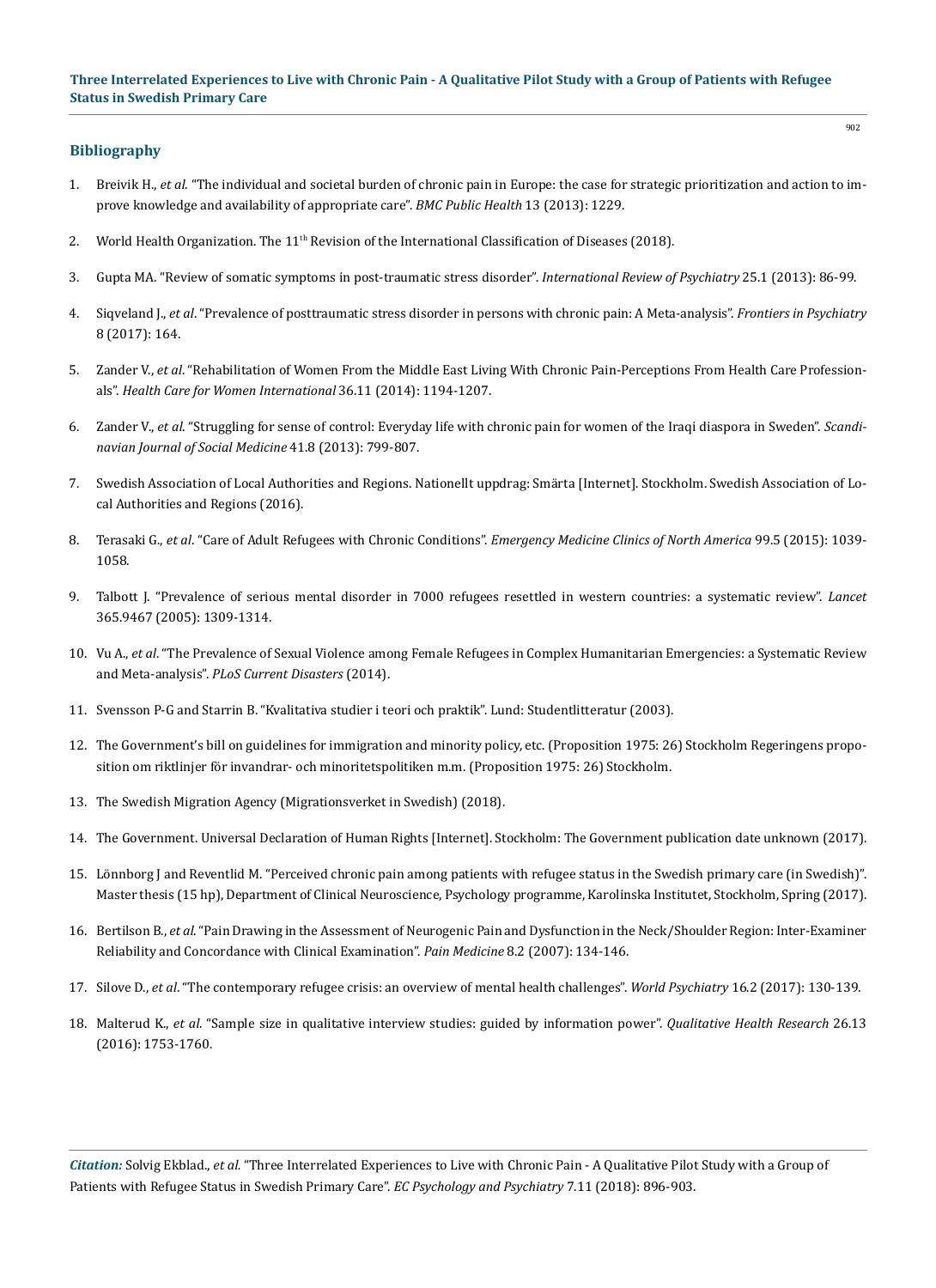## Bibliography

1. Breivik H., *et al*. "The individual and societal burden of chronic pain in Europe: the case for strategic prioritization and action to improve knowledge and availability of appropriate care". *BMC Public Health* 13 (2013): 1229.
2. World Health Organization. The 11th Revision of the International Classification of Diseases (2018).
3. Gupta MA. "Review of somatic symptoms in post-traumatic stress disorder". *International Review of Psychiatry* 25.1 (2013): 86-99.
4. Siqveland J., *et al*. "Prevalence of posttraumatic stress disorder in persons with chronic pain: A Meta-analysis". *Frontiers in Psychiatry* 8 (2017): 164.
5. Zander V., *et al*. "Rehabilitation of Women From the Middle East Living With Chronic Pain-Perceptions From Health Care Professionals". *Health Care for Women International* 36.11 (2014): 1194-1207.
6. Zander V., *et al*. "Struggling for sense of control: Everyday life with chronic pain for women of the Iraqi diaspora in Sweden". *Scandinavian Journal of Social Medicine* 41.8 (2013): 799-807.
7. Swedish Association of Local Authorities and Regions. Nationellt uppdrag: Smärta [Internet]. Stockholm. Swedish Association of Local Authorities and Regions (2016).
8. Terasaki G., *et al*. "Care of Adult Refugees with Chronic Conditions". *Emergency Medicine Clinics of North America* 99.5 (2015): 1039-1058.
9. Talbott J. "Prevalence of serious mental disorder in 7000 refugees resettled in western countries: a systematic review". *Lancet* 365.9467 (2005): 1309-1314.
10. Vu A., *et al*. "The Prevalence of Sexual Violence among Female Refugees in Complex Humanitarian Emergencies: a Systematic Review and Meta-analysis". *PLoS Current Disasters* (2014).
11. Svensson P-G and Starrin B. "Kvalitativa studier i teori och praktik". Lund: Studentlitteratur (2003).
12. The Government's bill on guidelines for immigration and minority policy, etc. (Proposition 1975: 26) Stockholm Regeringens proposition om riktlinjer för invandrar- och minoritetspolitiken m.m. (Proposition 1975: 26) Stockholm.
13. The Swedish Migration Agency (Migrationsverket in Swedish) (2018).
14. The Government. Universal Declaration of Human Rights [Internet]. Stockholm: The Government publication date unknown (2017).
15. Lönnborg J and Reventlid M. "Perceived chronic pain among patients with refugee status in the Swedish primary care (in Swedish)". Master thesis (15 hp), Department of Clinical Neuroscience, Psychology programme, Karolinska Institutet, Stockholm, Spring (2017).
16. Bertilson B., *et al*. "Pain Drawing in the Assessment of Neurogenic Pain and Dysfunction in the Neck/Shoulder Region: Inter-Examiner Reliability and Concordance with Clinical Examination". *Pain Medicine* 8.2 (2007): 134-146.
17. Silove D., *et al*. "The contemporary refugee crisis: an overview of mental health challenges". *World Psychiatry* 16.2 (2017): 130-139.
18. Malterud K., *et al*. "Sample size in qualitative interview studies: guided by information power". *Qualitative Health Research* 26.13 (2016): 1753-1760.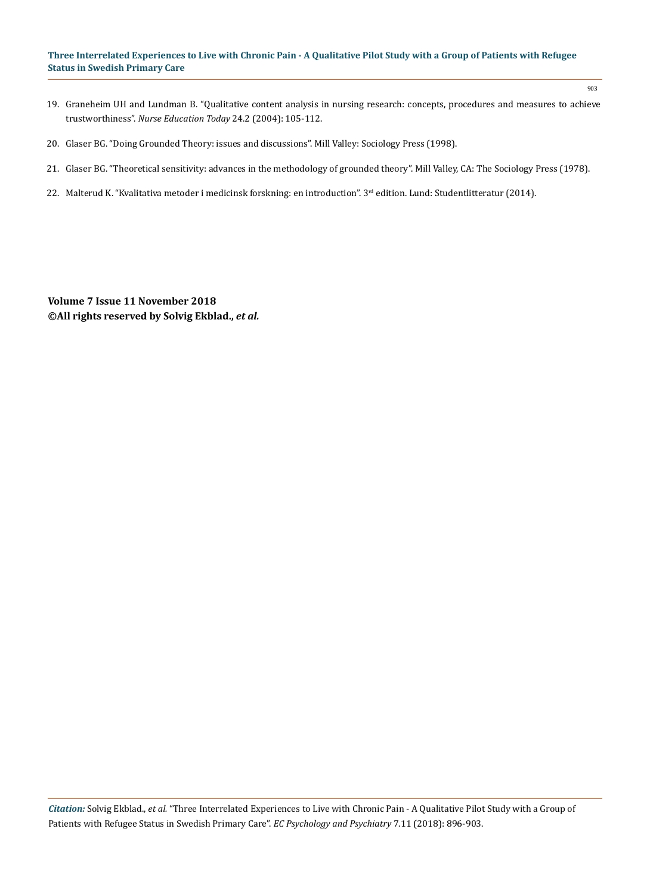19. Graneheim UH and Lundman B. "Qualitative content analysis in nursing research: concepts, procedures and measures to achieve trustworthiness". *Nurse Education Today* 24.2 (2004): 105-112.

20. Glaser BG. "Doing Grounded Theory: issues and discussions". Mill Valley: Sociology Press (1998).

21. Glaser BG. "Theoretical sensitivity: advances in the methodology of grounded theory". Mill Valley, CA: The Sociology Press (1978).

22. Malterud K. "Kvalitativa metoder i medicinsk forskning: en introduction". 3rd edition. Lund: Studentlitteratur (2014).

**Volume 7 Issue 11 November 2018**
**©All rights reserved by Solvig Ekblad., *et al.***